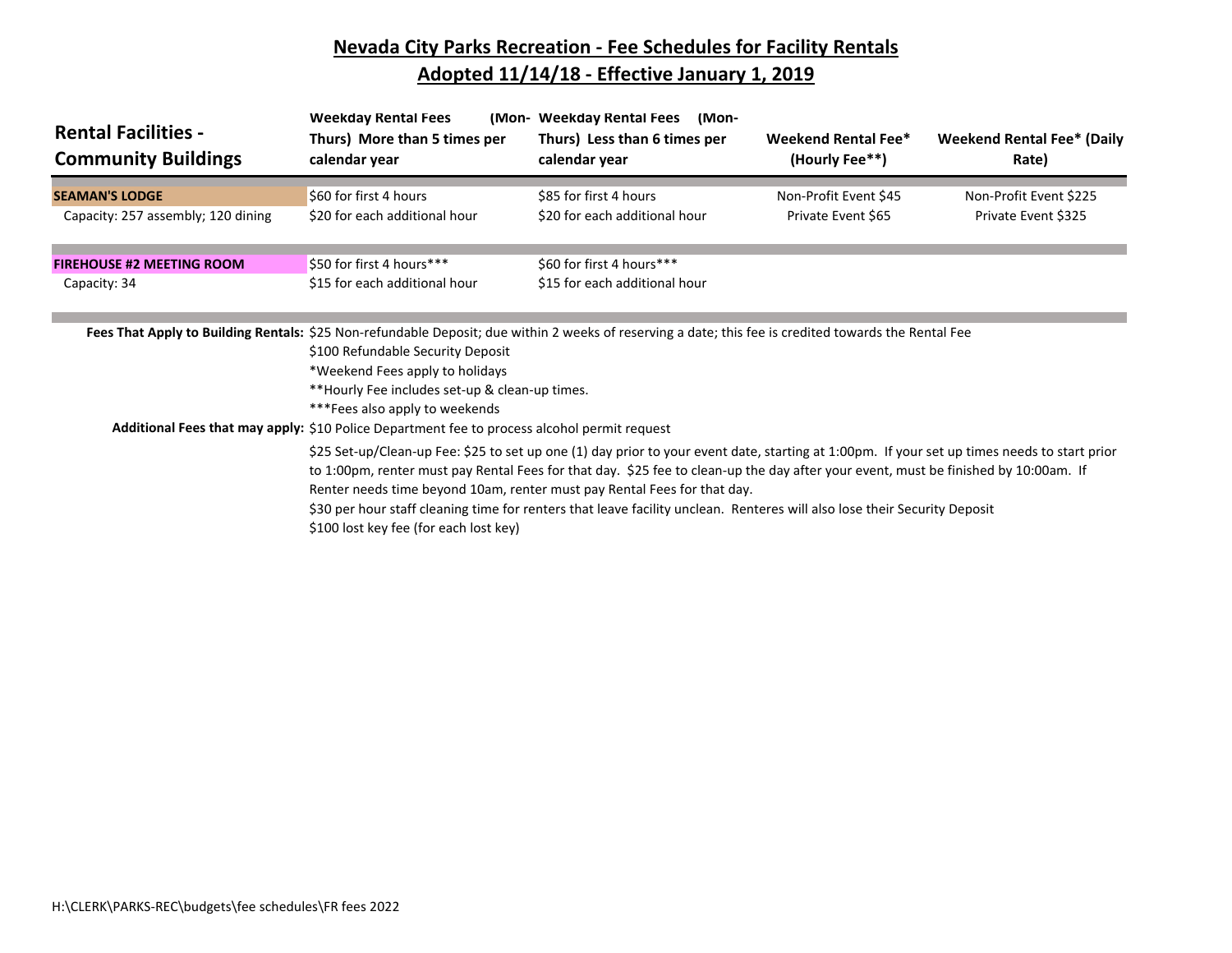## Nevada City Parks Recreation - Fee Schedules for Facility Rentals
## Adopted 11/14/18 - Effective January 1, 2019

| Rental Facilities - Community Buildings | Weekday Rental Fees (Mon-Thurs) More than 5 times per calendar year | Weekday Rental Fees (Mon-Thurs) Less than 6 times per calendar year | Weekend Rental Fee* (Hourly Fee**) | Weekend Rental Fee* (Daily Rate) |
|---|---|---|---|---|
| **SEAMAN'S LODGE** | $60 for first 4 hours | $85 for first 4 hours | Non-Profit Event $45 | Non-Profit Event $225 |
| Capacity: 257 assembly; 120 dining | $20 for each additional hour | $20 for each additional hour | Private Event $65 | Private Event $325 |
| **FIREHOUSE #2 MEETING ROOM** | $50 for first 4 hours*** | $60 for first 4 hours*** | | |
| Capacity: 34 | $15 for each additional hour | $15 for each additional hour | | |

**Fees That Apply to Building Rentals:** $25 Non-refundable Deposit; due within 2 weeks of reserving a date; this fee is credited towards the Rental Fee
$100 Refundable Security Deposit
*Weekend Fees apply to holidays
**Hourly Fee includes set-up & clean-up times.
***Fees also apply to weekends

**Additional Fees that may apply:** $10 Police Department fee to process alcohol permit request

$25 Set-up/Clean-up Fee: $25 to set up one (1) day prior to your event date, starting at 1:00pm. If your set up times needs to start prior to 1:00pm, renter must pay Rental Fees for that day. $25 fee to clean-up the day after your event, must be finished by 10:00am. If Renter needs time beyond 10am, renter must pay Rental Fees for that day.

$30 per hour staff cleaning time for renters that leave facility unclean. Renteres will also lose their Security Deposit

$100 lost key fee (for each lost key)

H:\CLERK\PARKS-REC\budgets\fee schedules\FR fees 2022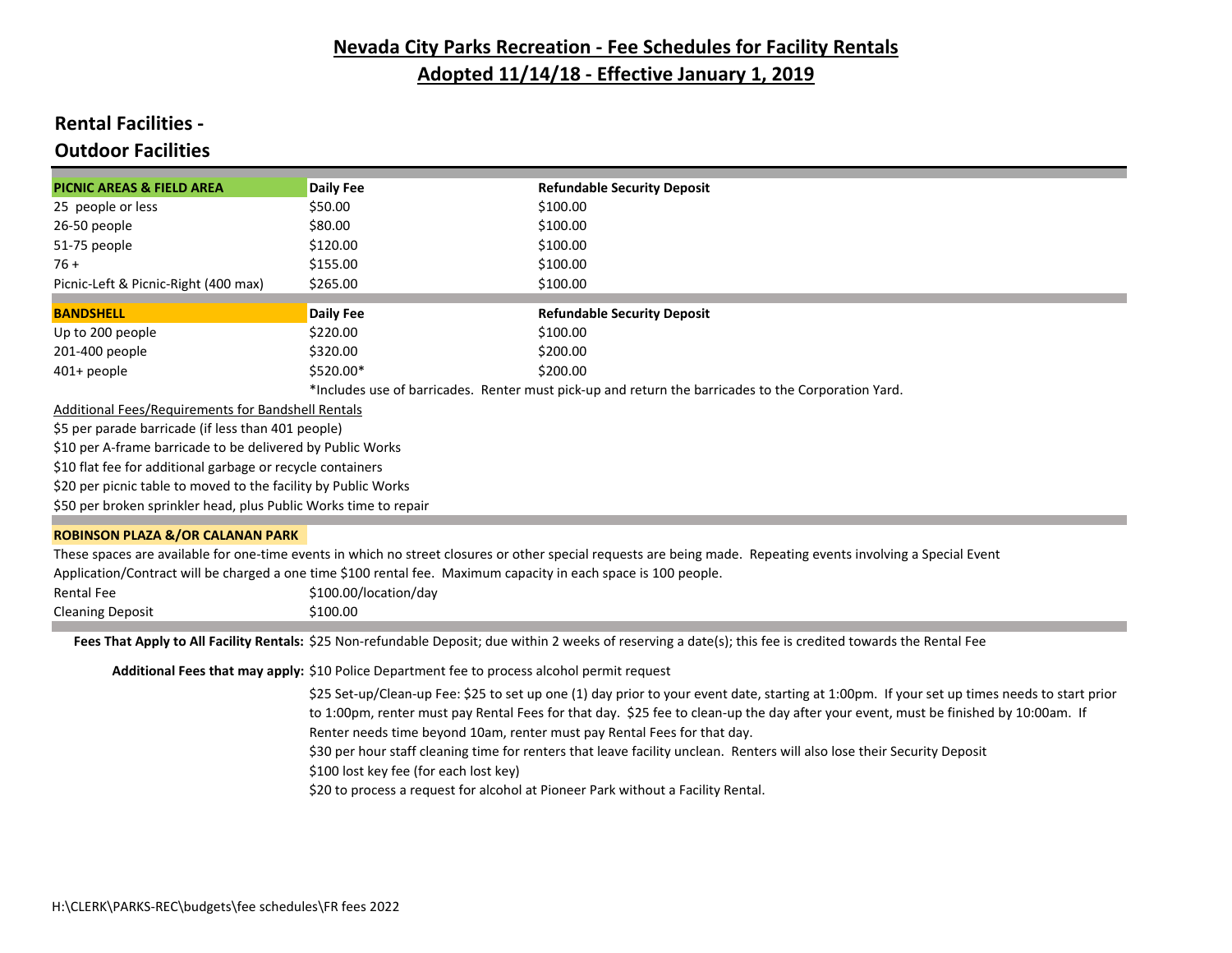# Nevada City Parks Recreation - Fee Schedules for Facility Rentals

## Adopted 11/14/18 - Effective January 1, 2019

## Rental Facilities -

## Outdoor Facilities

| PICNIC AREAS & FIELD AREA | Daily Fee | Refundable Security Deposit |
|---|---|---|
| 25 people or less | $50.00 | $100.00 |
| 26-50 people | $80.00 | $100.00 |
| 51-75 people | $120.00 | $100.00 |
| 76 + | $155.00 | $100.00 |
| Picnic-Left & Picnic-Right (400 max) | $265.00 | $100.00 |

| BANDSHELL | Daily Fee | Refundable Security Deposit |
|---|---|---|
| Up to 200 people | $220.00 | $100.00 |
| 201-400 people | $320.00 | $200.00 |
| 401+ people | $520.00* | $200.00 |

*Includes use of barricades. Renter must pick-up and return the barricades to the Corporation Yard.

Additional Fees/Requirements for Bandshell Rentals

$5 per parade barricade (if less than 401 people)

$10 per A-frame barricade to be delivered by Public Works

$10 flat fee for additional garbage or recycle containers

$20 per picnic table to moved to the facility by Public Works

$50 per broken sprinkler head, plus Public Works time to repair

**ROBINSON PLAZA &/OR CALANAN PARK**

These spaces are available for one-time events in which no street closures or other special requests are being made. Repeating events involving a Special Event Application/Contract will be charged a one time $100 rental fee. Maximum capacity in each space is 100 people.

| | |
|---|---|
| Rental Fee | $100.00/location/day |
| Cleaning Deposit | $100.00 |

**Fees That Apply to All Facility Rentals:** $25 Non-refundable Deposit; due within 2 weeks of reserving a date(s); this fee is credited towards the Rental Fee

**Additional Fees that may apply:** $10 Police Department fee to process alcohol permit request

$25 Set-up/Clean-up Fee: $25 to set up one (1) day prior to your event date, starting at 1:00pm. If your set up times needs to start prior to 1:00pm, renter must pay Rental Fees for that day. $25 fee to clean-up the day after your event, must be finished by 10:00am. If Renter needs time beyond 10am, renter must pay Rental Fees for that day.

$30 per hour staff cleaning time for renters that leave facility unclean. Renters will also lose their Security Deposit

$100 lost key fee (for each lost key)

$20 to process a request for alcohol at Pioneer Park without a Facility Rental.

H:\CLERK\PARKS-REC\budgets\fee schedules\FR fees 2022